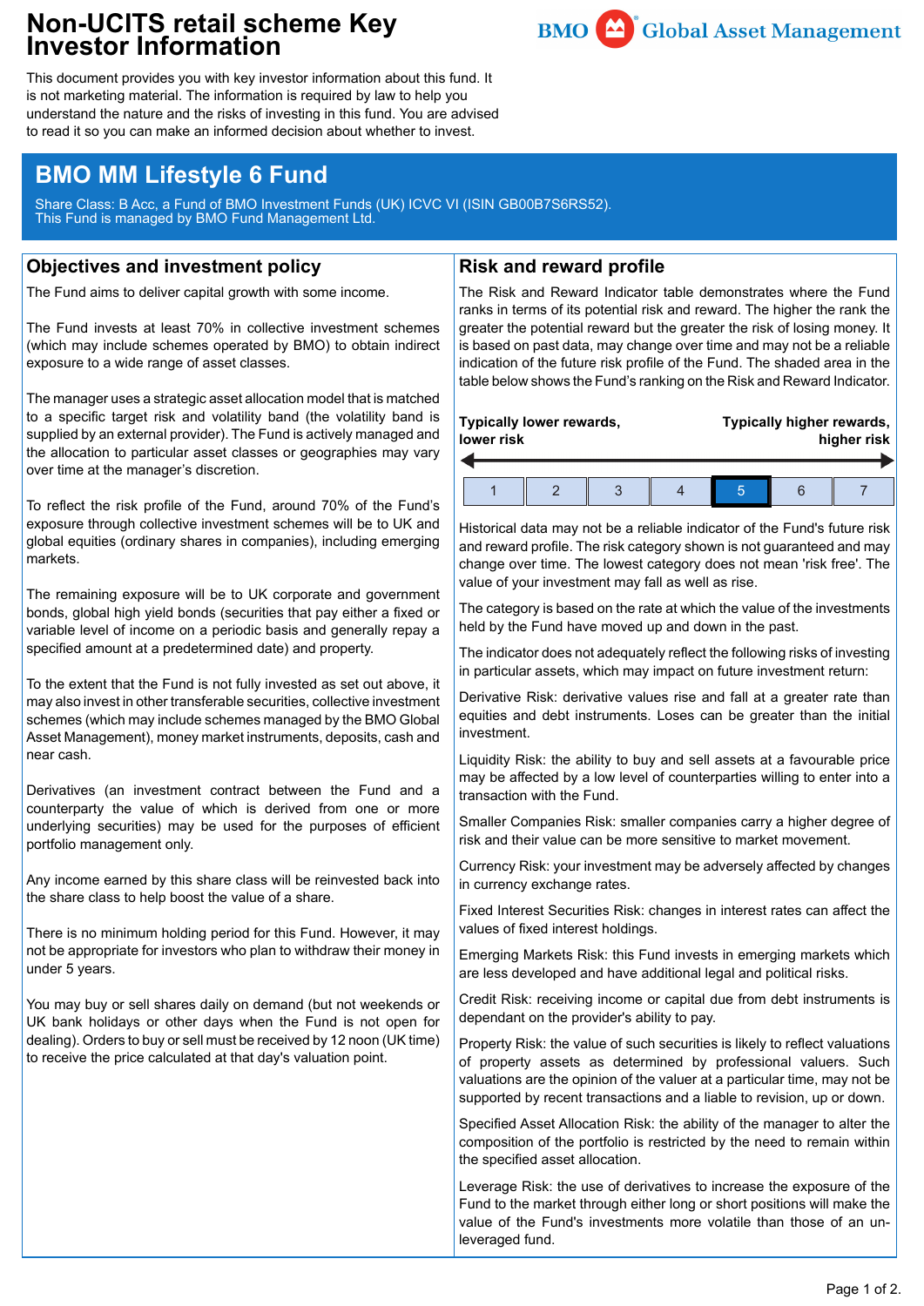# Non-UCITS retail scheme Key Investor Information

BMO Global Asset Management

This document provides you with key investor information about this fund. It is not marketing material. The information is required by law to help you understand the nature and the risks of investing in this fund. You are advised to read it so you can make an informed decision about whether to invest.

## BMO MM Lifestyle 6 Fund

Share Class: B Acc, a Fund of BMO Investment Funds (UK) ICVC VI (ISIN GB00B7S6RS52).
This Fund is managed by BMO Fund Management Ltd.

## Objectives and investment policy

The Fund aims to deliver capital growth with some income.

The Fund invests at least 70% in collective investment schemes (which may include schemes operated by BMO) to obtain indirect exposure to a wide range of asset classes.

The manager uses a strategic asset allocation model that is matched to a specific target risk and volatility band (the volatility band is supplied by an external provider). The Fund is actively managed and the allocation to particular asset classes or geographies may vary over time at the manager's discretion.

To reflect the risk profile of the Fund, around 70% of the Fund's exposure through collective investment schemes will be to UK and global equities (ordinary shares in companies), including emerging markets.

The remaining exposure will be to UK corporate and government bonds, global high yield bonds (securities that pay either a fixed or variable level of income on a periodic basis and generally repay a specified amount at a predetermined date) and property.

To the extent that the Fund is not fully invested as set out above, it may also invest in other transferable securities, collective investment schemes (which may include schemes managed by the BMO Global Asset Management), money market instruments, deposits, cash and near cash.

Derivatives (an investment contract between the Fund and a counterparty the value of which is derived from one or more underlying securities) may be used for the purposes of efficient portfolio management only.

Any income earned by this share class will be reinvested back into the share class to help boost the value of a share.

There is no minimum holding period for this Fund. However, it may not be appropriate for investors who plan to withdraw their money in under 5 years.

You may buy or sell shares daily on demand (but not weekends or UK bank holidays or other days when the Fund is not open for dealing). Orders to buy or sell must be received by 12 noon (UK time) to receive the price calculated at that day's valuation point.

## Risk and reward profile

The Risk and Reward Indicator table demonstrates where the Fund ranks in terms of its potential risk and reward. The higher the rank the greater the potential reward but the greater the risk of losing money. It is based on past data, may change over time and may not be a reliable indication of the future risk profile of the Fund. The shaded area in the table below shows the Fund's ranking on the Risk and Reward Indicator.

**Typically lower rewards, lower risk** — **Typically higher rewards, higher risk**

| 1 | 2 | 3 | 4 | **5** | 6 | 7 |
|---|---|---|---|---|---|---|

Historical data may not be a reliable indicator of the Fund's future risk and reward profile. The risk category shown is not guaranteed and may change over time. The lowest category does not mean 'risk free'. The value of your investment may fall as well as rise.

The category is based on the rate at which the value of the investments held by the Fund have moved up and down in the past.

The indicator does not adequately reflect the following risks of investing in particular assets, which may impact on future investment return:

Derivative Risk: derivative values rise and fall at a greater rate than equities and debt instruments. Loses can be greater than the initial investment.

Liquidity Risk: the ability to buy and sell assets at a favourable price may be affected by a low level of counterparties willing to enter into a transaction with the Fund.

Smaller Companies Risk: smaller companies carry a higher degree of risk and their value can be more sensitive to market movement.

Currency Risk: your investment may be adversely affected by changes in currency exchange rates.

Fixed Interest Securities Risk: changes in interest rates can affect the values of fixed interest holdings.

Emerging Markets Risk: this Fund invests in emerging markets which are less developed and have additional legal and political risks.

Credit Risk: receiving income or capital due from debt instruments is dependant on the provider's ability to pay.

Property Risk: the value of such securities is likely to reflect valuations of property assets as determined by professional valuers. Such valuations are the opinion of the valuer at a particular time, may not be supported by recent transactions and a liable to revision, up or down.

Specified Asset Allocation Risk: the ability of the manager to alter the composition of the portfolio is restricted by the need to remain within the specified asset allocation.

Leverage Risk: the use of derivatives to increase the exposure of the Fund to the market through either long or short positions will make the value of the Fund's investments more volatile than those of an un-leveraged fund.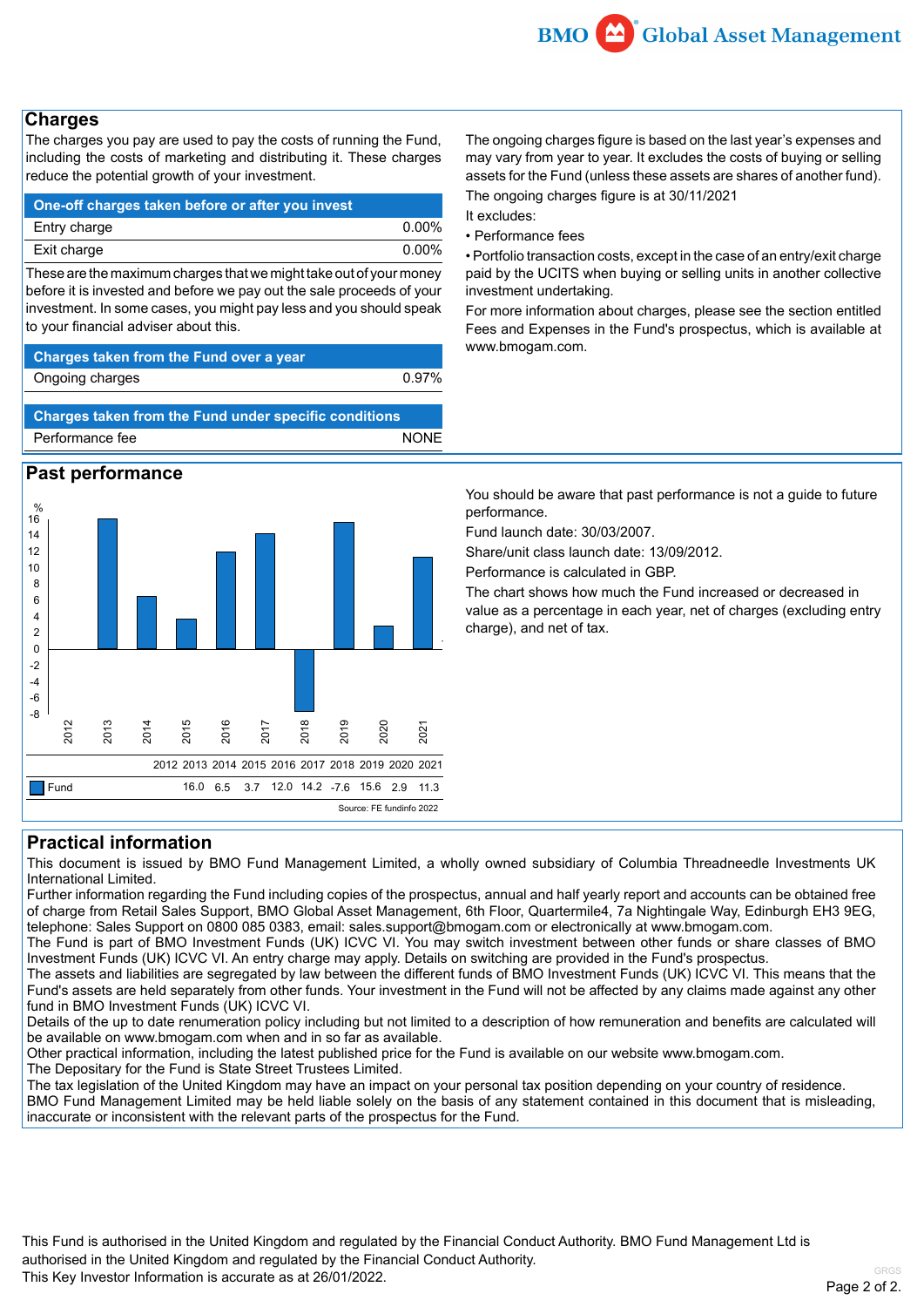## Charges

The charges you pay are used to pay the costs of running the Fund, including the costs of marketing and distributing it. These charges reduce the potential growth of your investment.

| One-off charges taken before or after you invest | |
|---|---|
| Entry charge | 0.00% |
| Exit charge | 0.00% |

These are the maximum charges that we might take out of your money before it is invested and before we pay out the sale proceeds of your investment. In some cases, you might pay less and you should speak to your financial adviser about this.

| Charges taken from the Fund over a year | |
|---|---|
| Ongoing charges | 0.97% |

| Charges taken from the Fund under specific conditions | |
|---|---|
| Performance fee | NONE |

The ongoing charges figure is based on the last year's expenses and may vary from year to year. It excludes the costs of buying or selling assets for the Fund (unless these assets are shares of another fund).

The ongoing charges figure is at 30/11/2021

It excludes:

- Performance fees
- Portfolio transaction costs, except in the case of an entry/exit charge paid by the UCITS when buying or selling units in another collective investment undertaking.

For more information about charges, please see the section entitled Fees and Expenses in the Fund's prospectus, which is available at www.bmogam.com.

## Past performance

%
16
14
12
10
8
6
4
2
0
-2
-4
-6
-8

2012 2013 2014 2015 2016 2017 2018 2019 2020 2021

| | 2012 | 2013 | 2014 | 2015 | 2016 | 2017 | 2018 | 2019 | 2020 | 2021 |
|---|---|---|---|---|---|---|---|---|---|---|
| Fund | | 16.0 | 6.5 | 3.7 | 12.0 | 14.2 | -7.6 | 15.6 | 2.9 | 11.3 |

Source: FE fundinfo 2022

You should be aware that past performance is not a guide to future performance.

Fund launch date: 30/03/2007.

Share/unit class launch date: 13/09/2012.

Performance is calculated in GBP.

The chart shows how much the Fund increased or decreased in value as a percentage in each year, net of charges (excluding entry charge), and net of tax.

## Practical information

This document is issued by BMO Fund Management Limited, a wholly owned subsidiary of Columbia Threadneedle Investments UK International Limited.

Further information regarding the Fund including copies of the prospectus, annual and half yearly report and accounts can be obtained free of charge from Retail Sales Support, BMO Global Asset Management, 6th Floor, Quartermile4, 7a Nightingale Way, Edinburgh EH3 9EG, telephone: Sales Support on 0800 085 0383, email: sales.support@bmogam.com or electronically at www.bmogam.com.

The Fund is part of BMO Investment Funds (UK) ICVC VI. You may switch investment between other funds or share classes of BMO Investment Funds (UK) ICVC VI. An entry charge may apply. Details on switching are provided in the Fund's prospectus.

The assets and liabilities are segregated by law between the different funds of BMO Investment Funds (UK) ICVC VI. This means that the Fund's assets are held separately from other funds. Your investment in the Fund will not be affected by any claims made against any other fund in BMO Investment Funds (UK) ICVC VI.

Details of the up to date renumeration policy including but not limited to a description of how remuneration and benefits are calculated will be available on www.bmogam.com when and in so far as available.

Other practical information, including the latest published price for the Fund is available on our website www.bmogam.com.

The Depositary for the Fund is State Street Trustees Limited.

The tax legislation of the United Kingdom may have an impact on your personal tax position depending on your country of residence.

BMO Fund Management Limited may be held liable solely on the basis of any statement contained in this document that is misleading, inaccurate or inconsistent with the relevant parts of the prospectus for the Fund.

This Fund is authorised in the United Kingdom and regulated by the Financial Conduct Authority. BMO Fund Management Ltd is authorised in the United Kingdom and regulated by the Financial Conduct Authority.

This Key Investor Information is accurate as at 26/01/2022.